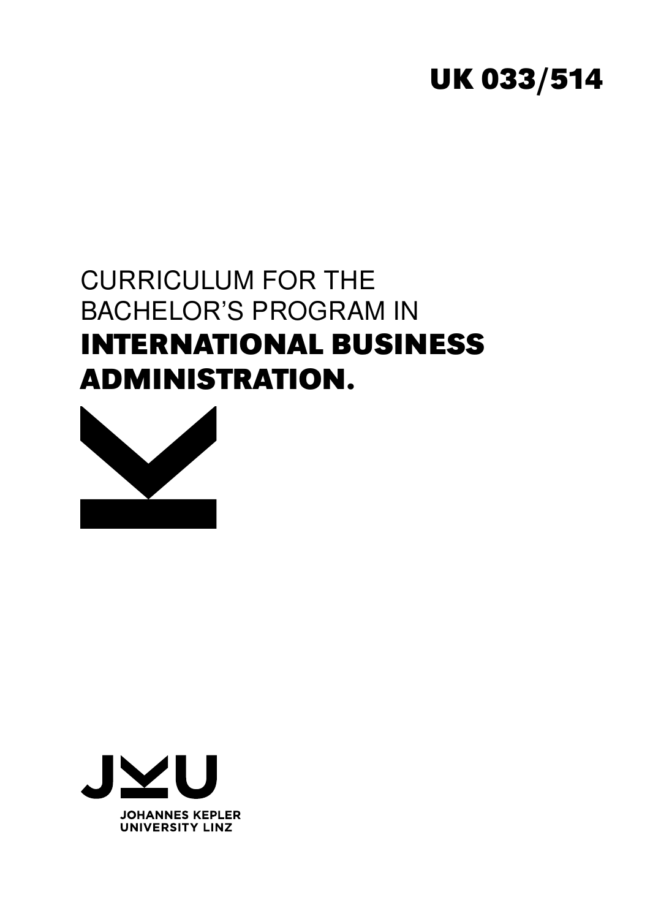UK 033/514

# CURRICULUM FOR THE BACHELOR'S PROGRAM IN **INTERNATIONAL BUSINESS ADMINISTRATION.**

JOHANNES KEPLER UNIVERSITY LINZ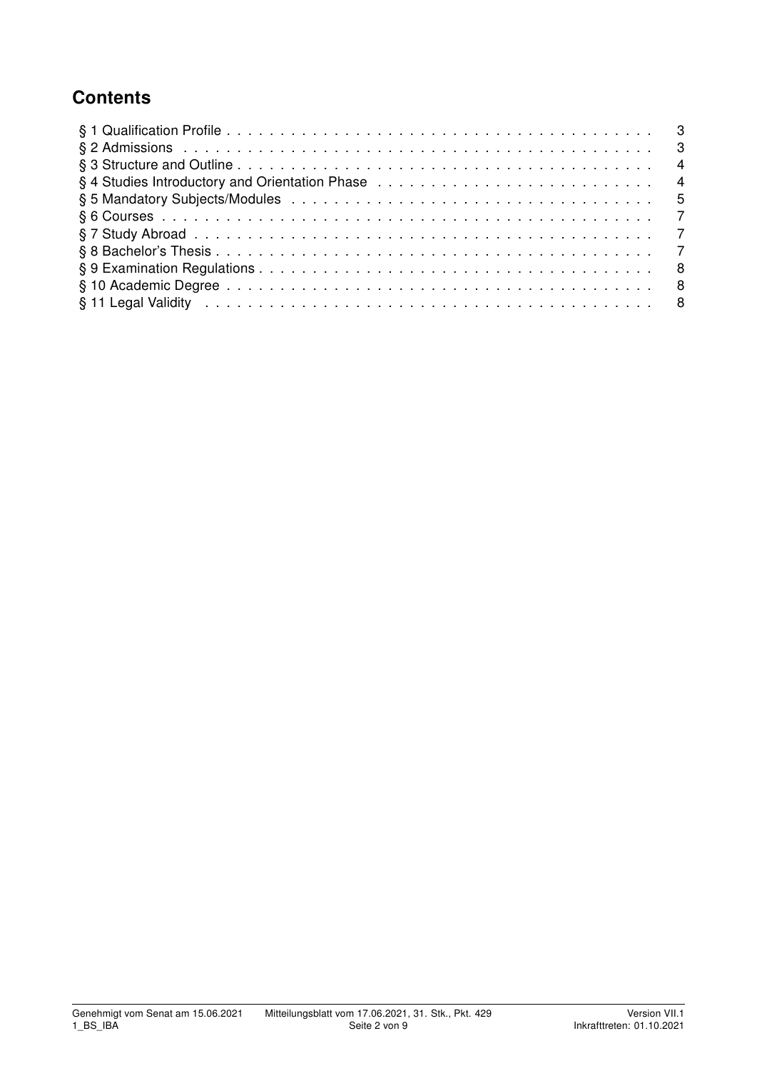## Contents

§ 1 Qualification Profile . . . . . . . . . . . . . . . . . . . . . . . . . . . . . . . . . . . . . . . . 3
§ 2 Admissions . . . . . . . . . . . . . . . . . . . . . . . . . . . . . . . . . . . . . . . . . . . . 3
§ 3 Structure and Outline . . . . . . . . . . . . . . . . . . . . . . . . . . . . . . . . . . . . . . 4
§ 4 Studies Introductory and Orientation Phase . . . . . . . . . . . . . . . . . . . . . . . . . 4
§ 5 Mandatory Subjects/Modules . . . . . . . . . . . . . . . . . . . . . . . . . . . . . . . . . 5
§ 6 Courses . . . . . . . . . . . . . . . . . . . . . . . . . . . . . . . . . . . . . . . . . . . . . 7
§ 7 Study Abroad . . . . . . . . . . . . . . . . . . . . . . . . . . . . . . . . . . . . . . . . . . 7
§ 8 Bachelor's Thesis . . . . . . . . . . . . . . . . . . . . . . . . . . . . . . . . . . . . . . . . 7
§ 9 Examination Regulations . . . . . . . . . . . . . . . . . . . . . . . . . . . . . . . . . . . 8
§ 10 Academic Degree . . . . . . . . . . . . . . . . . . . . . . . . . . . . . . . . . . . . . . . 8
§ 11 Legal Validity . . . . . . . . . . . . . . . . . . . . . . . . . . . . . . . . . . . . . . . . . 8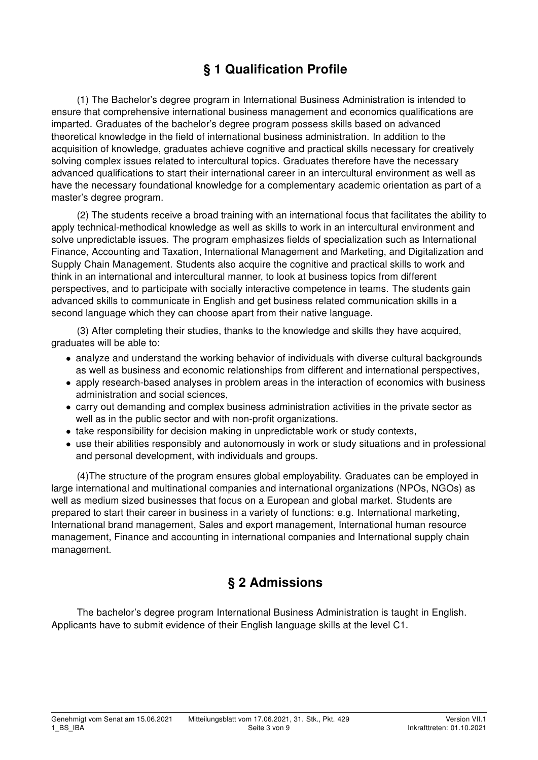## § 1 Qualification Profile

(1) The Bachelor's degree program in International Business Administration is intended to ensure that comprehensive international business management and economics qualifications are imparted. Graduates of the bachelor's degree program possess skills based on advanced theoretical knowledge in the field of international business administration. In addition to the acquisition of knowledge, graduates achieve cognitive and practical skills necessary for creatively solving complex issues related to intercultural topics. Graduates therefore have the necessary advanced qualifications to start their international career in an intercultural environment as well as have the necessary foundational knowledge for a complementary academic orientation as part of a master's degree program.

(2) The students receive a broad training with an international focus that facilitates the ability to apply technical-methodical knowledge as well as skills to work in an intercultural environment and solve unpredictable issues. The program emphasizes fields of specialization such as International Finance, Accounting and Taxation, International Management and Marketing, and Digitalization and Supply Chain Management. Students also acquire the cognitive and practical skills to work and think in an international and intercultural manner, to look at business topics from different perspectives, and to participate with socially interactive competence in teams. The students gain advanced skills to communicate in English and get business related communication skills in a second language which they can choose apart from their native language.

(3) After completing their studies, thanks to the knowledge and skills they have acquired, graduates will be able to:

- analyze and understand the working behavior of individuals with diverse cultural backgrounds as well as business and economic relationships from different and international perspectives,
- apply research-based analyses in problem areas in the interaction of economics with business administration and social sciences,
- carry out demanding and complex business administration activities in the private sector as well as in the public sector and with non-profit organizations.
- take responsibility for decision making in unpredictable work or study contexts,
- use their abilities responsibly and autonomously in work or study situations and in professional and personal development, with individuals and groups.

(4)The structure of the program ensures global employability. Graduates can be employed in large international and multinational companies and international organizations (NPOs, NGOs) as well as medium sized businesses that focus on a European and global market. Students are prepared to start their career in business in a variety of functions: e.g. International marketing, International brand management, Sales and export management, International human resource management, Finance and accounting in international companies and International supply chain management.

## § 2 Admissions

The bachelor's degree program International Business Administration is taught in English. Applicants have to submit evidence of their English language skills at the level C1.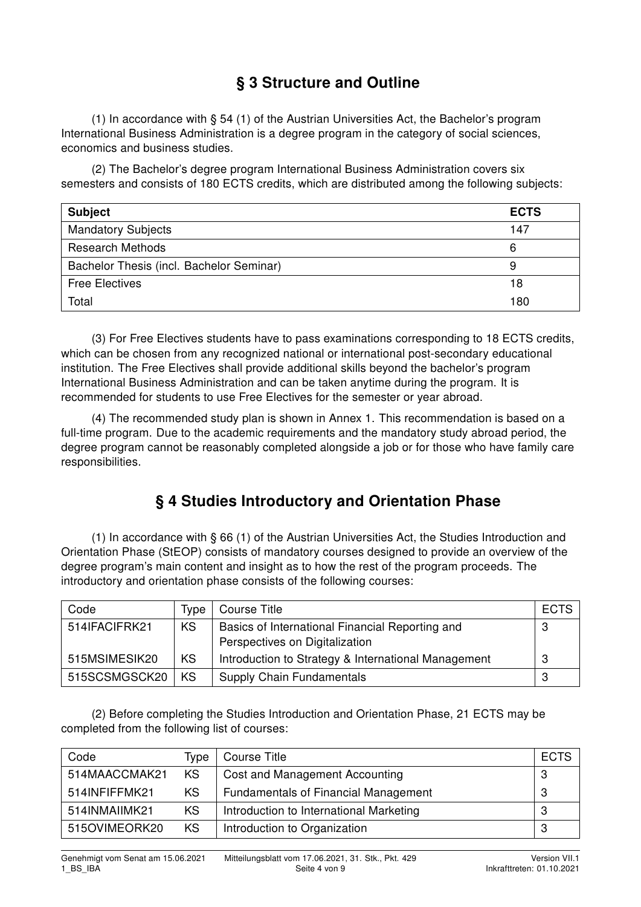## § 3 Structure and Outline

(1) In accordance with § 54 (1) of the Austrian Universities Act, the Bachelor's program International Business Administration is a degree program in the category of social sciences, economics and business studies.

(2) The Bachelor's degree program International Business Administration covers six semesters and consists of 180 ECTS credits, which are distributed among the following subjects:

| Subject | ECTS |
|---|---|
| Mandatory Subjects | 147 |
| Research Methods | 6 |
| Bachelor Thesis (incl. Bachelor Seminar) | 9 |
| Free Electives | 18 |
| Total | 180 |

(3) For Free Electives students have to pass examinations corresponding to 18 ECTS credits, which can be chosen from any recognized national or international post-secondary educational institution. The Free Electives shall provide additional skills beyond the bachelor's program International Business Administration and can be taken anytime during the program. It is recommended for students to use Free Electives for the semester or year abroad.

(4) The recommended study plan is shown in Annex 1. This recommendation is based on a full-time program. Due to the academic requirements and the mandatory study abroad period, the degree program cannot be reasonably completed alongside a job or for those who have family care responsibilities.

## § 4 Studies Introductory and Orientation Phase

(1) In accordance with § 66 (1) of the Austrian Universities Act, the Studies Introduction and Orientation Phase (StEOP) consists of mandatory courses designed to provide an overview of the degree program's main content and insight as to how the rest of the program proceeds. The introductory and orientation phase consists of the following courses:

| Code | Type | Course Title | ECTS |
|---|---|---|---|
| 514IFACIFRK21 | KS | Basics of International Financial Reporting and Perspectives on Digitalization | 3 |
| 515MSIMESIK20 | KS | Introduction to Strategy & International Management | 3 |
| 515SCSMGSCK20 | KS | Supply Chain Fundamentals | 3 |

(2) Before completing the Studies Introduction and Orientation Phase, 21 ECTS may be completed from the following list of courses:

| Code | Type | Course Title | ECTS |
|---|---|---|---|
| 514MAACCMAK21 | KS | Cost and Management Accounting | 3 |
| 514INFIFFMK21 | KS | Fundamentals of Financial Management | 3 |
| 514INMAIIMK21 | KS | Introduction to International Marketing | 3 |
| 515OVIMEORK20 | KS | Introduction to Organization | 3 |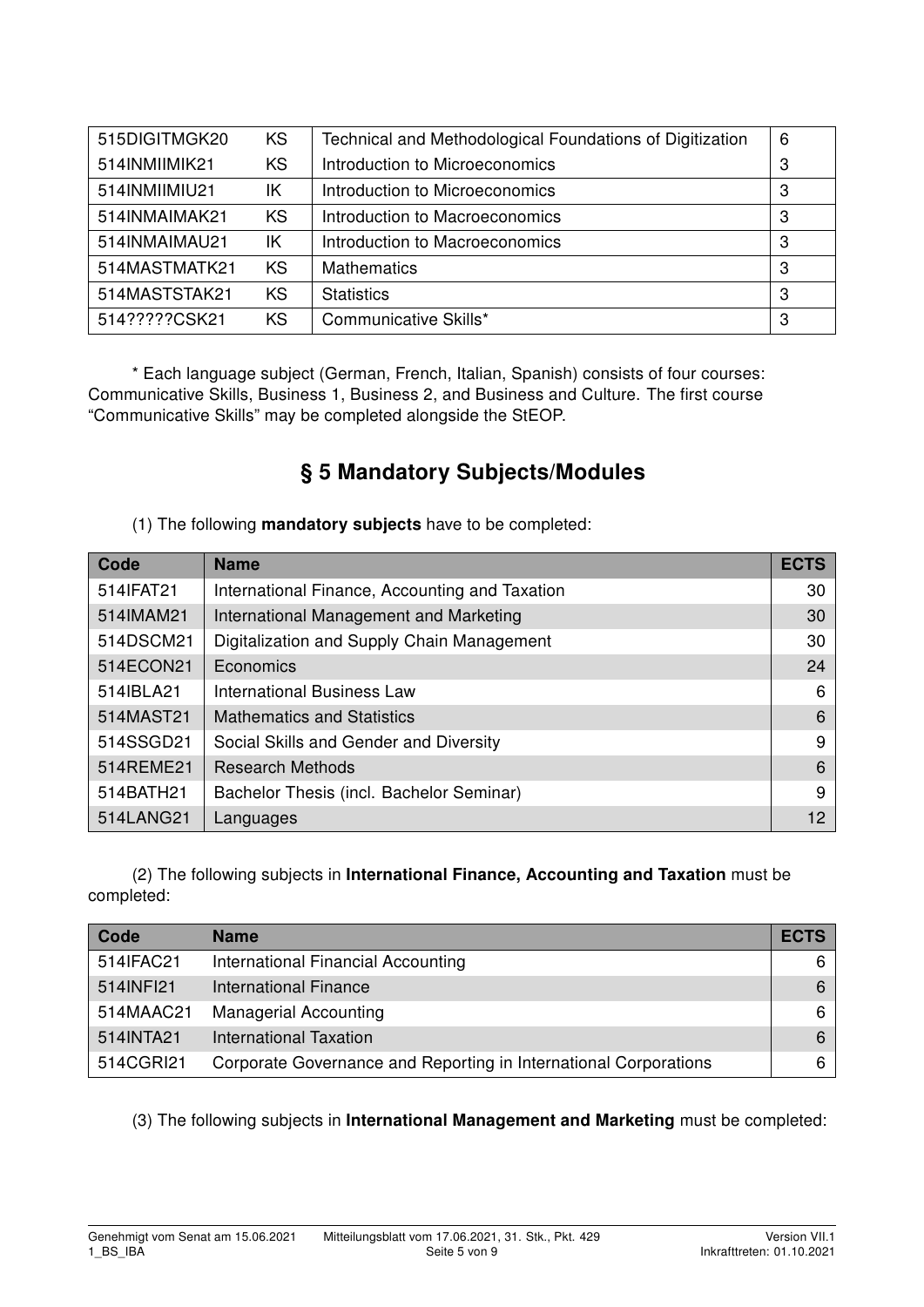| | | | |
|---|---|---|---|
| 515DIGITMGK20 | KS | Technical and Methodological Foundations of Digitization | 6 |
| 514INMIIMIK21 | KS | Introduction to Microeconomics | 3 |
| 514INMIIMIU21 | IK | Introduction to Microeconomics | 3 |
| 514INMAIMAK21 | KS | Introduction to Macroeconomics | 3 |
| 514INMAIMAU21 | IK | Introduction to Macroeconomics | 3 |
| 514MASTMATK21 | KS | Mathematics | 3 |
| 514MASTSTAK21 | KS | Statistics | 3 |
| 514?????CSK21 | KS | Communicative Skills* | 3 |

* Each language subject (German, French, Italian, Spanish) consists of four courses: Communicative Skills, Business 1, Business 2, and Business and Culture. The first course “Communicative Skills” may be completed alongside the StEOP.

## § 5 Mandatory Subjects/Modules

(1) The following **mandatory subjects** have to be completed:

| Code | Name | ECTS |
|---|---|---|
| 514IFAT21 | International Finance, Accounting and Taxation | 30 |
| 514IMAM21 | International Management and Marketing | 30 |
| 514DSCM21 | Digitalization and Supply Chain Management | 30 |
| 514ECON21 | Economics | 24 |
| 514IBLA21 | International Business Law | 6 |
| 514MAST21 | Mathematics and Statistics | 6 |
| 514SSGD21 | Social Skills and Gender and Diversity | 9 |
| 514REME21 | Research Methods | 6 |
| 514BATH21 | Bachelor Thesis (incl. Bachelor Seminar) | 9 |
| 514LANG21 | Languages | 12 |

(2) The following subjects in **International Finance, Accounting and Taxation** must be completed:

| Code | Name | ECTS |
|---|---|---|
| 514IFAC21 | International Financial Accounting | 6 |
| 514INFI21 | International Finance | 6 |
| 514MAAC21 | Managerial Accounting | 6 |
| 514INTA21 | International Taxation | 6 |
| 514CGRI21 | Corporate Governance and Reporting in International Corporations | 6 |

(3) The following subjects in **International Management and Marketing** must be completed: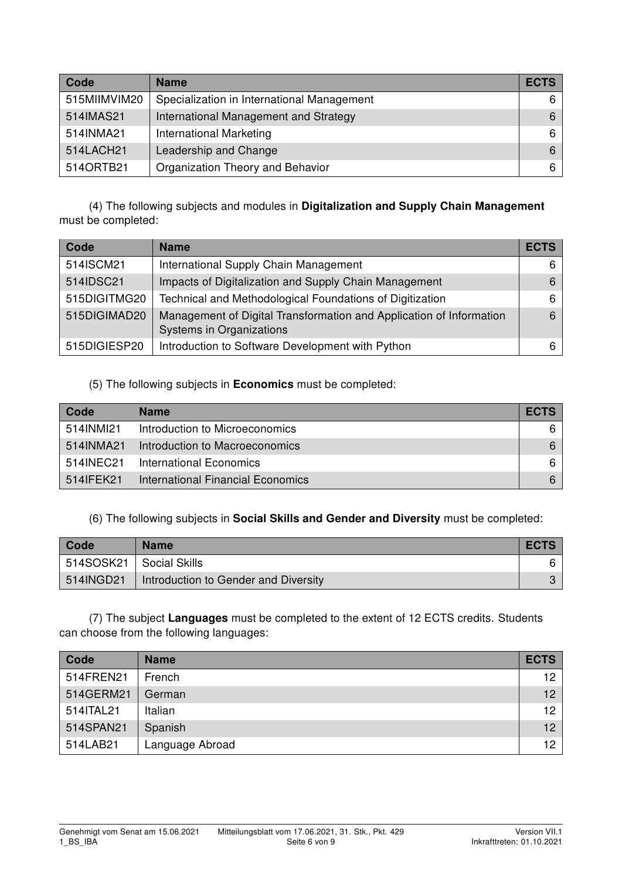| Code | Name | ECTS |
| --- | --- | --- |
| 515MIIMVIM20 | Specialization in International Management | 6 |
| 514IMAS21 | International Management and Strategy | 6 |
| 514INMA21 | International Marketing | 6 |
| 514LACH21 | Leadership and Change | 6 |
| 514ORTB21 | Organization Theory and Behavior | 6 |

(4) The following subjects and modules in **Digitalization and Supply Chain Management** must be completed:

| Code | Name | ECTS |
| --- | --- | --- |
| 514ISCM21 | International Supply Chain Management | 6 |
| 514IDSC21 | Impacts of Digitalization and Supply Chain Management | 6 |
| 515DIGITMG20 | Technical and Methodological Foundations of Digitization | 6 |
| 515DIGIMAD20 | Management of Digital Transformation and Application of Information Systems in Organizations | 6 |
| 515DIGIESP20 | Introduction to Software Development with Python | 6 |

(5) The following subjects in **Economics** must be completed:

| Code | Name | ECTS |
| --- | --- | --- |
| 514INMI21 | Introduction to Microeconomics | 6 |
| 514INMA21 | Introduction to Macroeconomics | 6 |
| 514INEC21 | International Economics | 6 |
| 514IFEK21 | International Financial Economics | 6 |

(6) The following subjects in **Social Skills and Gender and Diversity** must be completed:

| Code | Name | ECTS |
| --- | --- | --- |
| 514SOSK21 | Social Skills | 6 |
| 514INGD21 | Introduction to Gender and Diversity | 3 |

(7) The subject **Languages** must be completed to the extent of 12 ECTS credits. Students can choose from the following languages:

| Code | Name | ECTS |
| --- | --- | --- |
| 514FREN21 | French | 12 |
| 514GERM21 | German | 12 |
| 514ITAL21 | Italian | 12 |
| 514SPAN21 | Spanish | 12 |
| 514LAB21 | Language Abroad | 12 |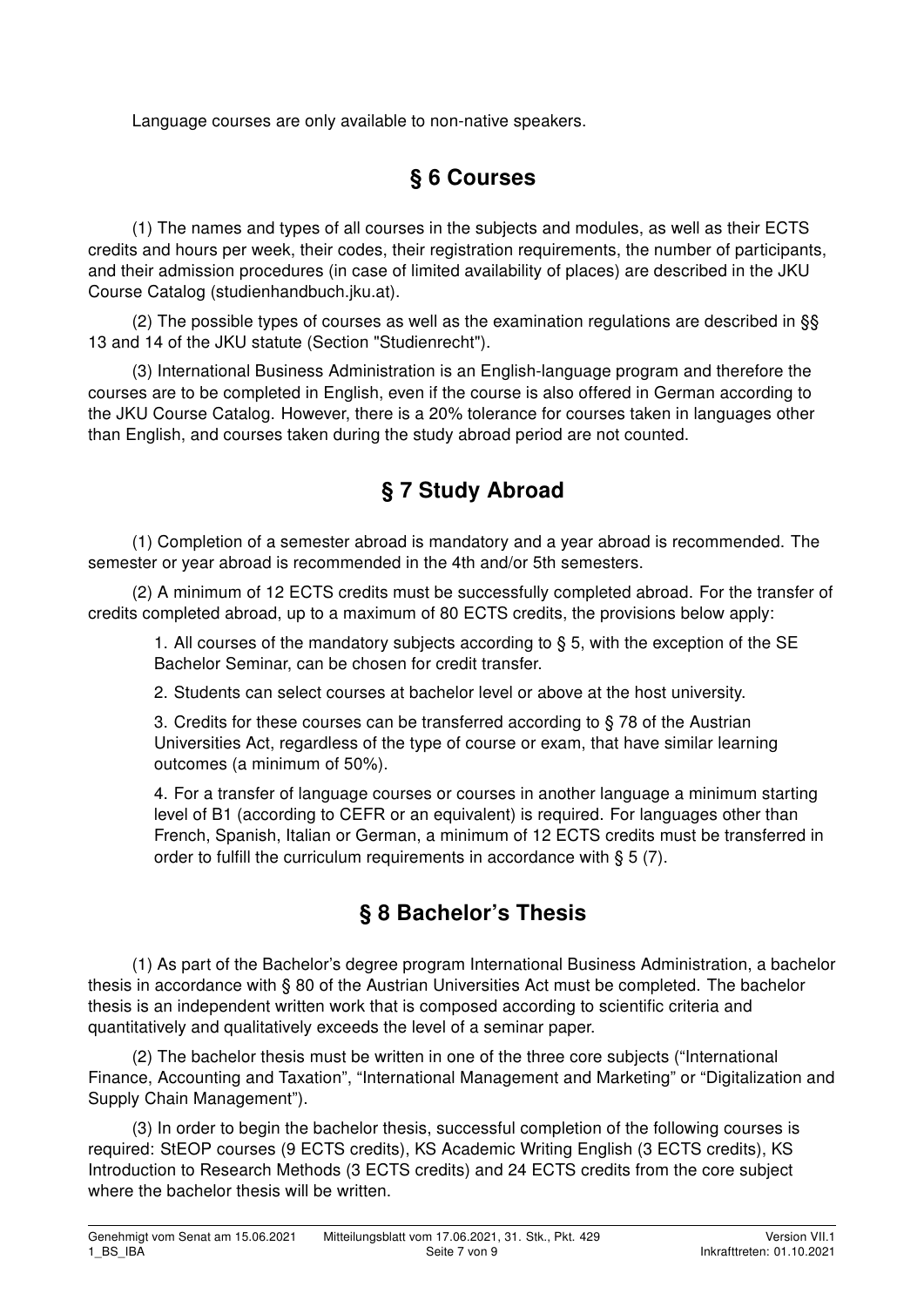Language courses are only available to non-native speakers.

## § 6 Courses

(1) The names and types of all courses in the subjects and modules, as well as their ECTS credits and hours per week, their codes, their registration requirements, the number of participants, and their admission procedures (in case of limited availability of places) are described in the JKU Course Catalog (studienhandbuch.jku.at).

(2) The possible types of courses as well as the examination regulations are described in §§ 13 and 14 of the JKU statute (Section "Studienrecht").

(3) International Business Administration is an English-language program and therefore the courses are to be completed in English, even if the course is also offered in German according to the JKU Course Catalog. However, there is a 20% tolerance for courses taken in languages other than English, and courses taken during the study abroad period are not counted.

## § 7 Study Abroad

(1) Completion of a semester abroad is mandatory and a year abroad is recommended. The semester or year abroad is recommended in the 4th and/or 5th semesters.

(2) A minimum of 12 ECTS credits must be successfully completed abroad. For the transfer of credits completed abroad, up to a maximum of 80 ECTS credits, the provisions below apply:

1. All courses of the mandatory subjects according to § 5, with the exception of the SE Bachelor Seminar, can be chosen for credit transfer.

2. Students can select courses at bachelor level or above at the host university.

3. Credits for these courses can be transferred according to § 78 of the Austrian Universities Act, regardless of the type of course or exam, that have similar learning outcomes (a minimum of 50%).

4. For a transfer of language courses or courses in another language a minimum starting level of B1 (according to CEFR or an equivalent) is required. For languages other than French, Spanish, Italian or German, a minimum of 12 ECTS credits must be transferred in order to fulfill the curriculum requirements in accordance with § 5 (7).

## § 8 Bachelor's Thesis

(1) As part of the Bachelor's degree program International Business Administration, a bachelor thesis in accordance with § 80 of the Austrian Universities Act must be completed. The bachelor thesis is an independent written work that is composed according to scientific criteria and quantitatively and qualitatively exceeds the level of a seminar paper.

(2) The bachelor thesis must be written in one of the three core subjects ("International Finance, Accounting and Taxation", "International Management and Marketing" or "Digitalization and Supply Chain Management").

(3) In order to begin the bachelor thesis, successful completion of the following courses is required: StEOP courses (9 ECTS credits), KS Academic Writing English (3 ECTS credits), KS Introduction to Research Methods (3 ECTS credits) and 24 ECTS credits from the core subject where the bachelor thesis will be written.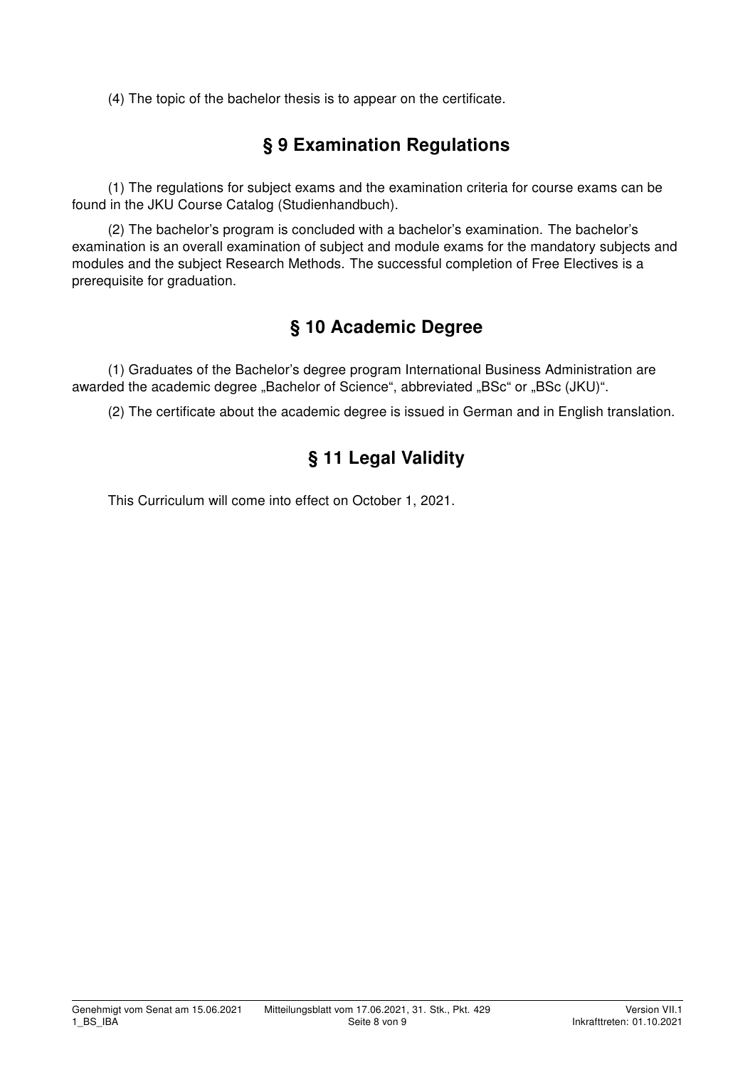(4) The topic of the bachelor thesis is to appear on the certificate.

## § 9 Examination Regulations

(1) The regulations for subject exams and the examination criteria for course exams can be found in the JKU Course Catalog (Studienhandbuch).

(2) The bachelor's program is concluded with a bachelor's examination. The bachelor's examination is an overall examination of subject and module exams for the mandatory subjects and modules and the subject Research Methods. The successful completion of Free Electives is a prerequisite for graduation.

## § 10 Academic Degree

(1) Graduates of the Bachelor's degree program International Business Administration are awarded the academic degree „Bachelor of Science", abbreviated „BSc" or „BSc (JKU)".

(2) The certificate about the academic degree is issued in German and in English translation.

## § 11 Legal Validity

This Curriculum will come into effect on October 1, 2021.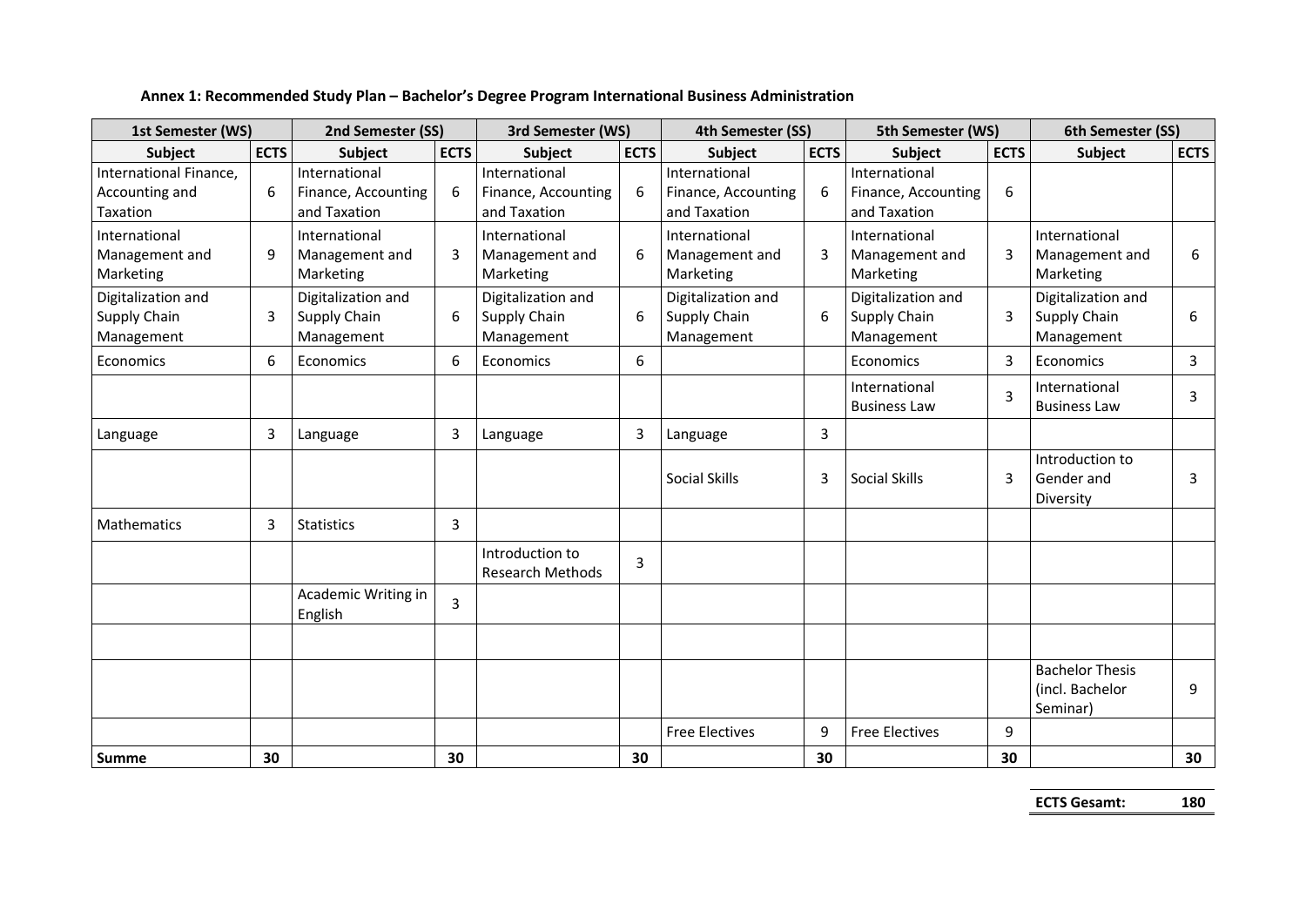**Annex 1: Recommended Study Plan – Bachelor's Degree Program International Business Administration**

| 1st Semester (WS) | | 2nd Semester (SS) | | 3rd Semester (WS) | | 4th Semester (SS) | | 5th Semester (WS) | | 6th Semester (SS) | |
|---|---|---|---|---|---|---|---|---|---|---|---|
| **Subject** | **ECTS** | **Subject** | **ECTS** | **Subject** | **ECTS** | **Subject** | **ECTS** | **Subject** | **ECTS** | **Subject** | **ECTS** |
| International Finance, Accounting and Taxation | 6 | International Finance, Accounting and Taxation | 6 | International Finance, Accounting and Taxation | 6 | International Finance, Accounting and Taxation | 6 | International Finance, Accounting and Taxation | 6 | | |
| International Management and Marketing | 9 | International Management and Marketing | 3 | International Management and Marketing | 6 | International Management and Marketing | 3 | International Management and Marketing | 3 | International Management and Marketing | 6 |
| Digitalization and Supply Chain Management | 3 | Digitalization and Supply Chain Management | 6 | Digitalization and Supply Chain Management | 6 | Digitalization and Supply Chain Management | 6 | Digitalization and Supply Chain Management | 3 | Digitalization and Supply Chain Management | 6 |
| Economics | 6 | Economics | 6 | Economics | 6 | | | Economics | 3 | Economics | 3 |
| | | | | | | | | International Business Law | 3 | International Business Law | 3 |
| Language | 3 | Language | 3 | Language | 3 | Language | 3 | | | | |
| | | | | | | Social Skills | 3 | Social Skills | 3 | Introduction to Gender and Diversity | 3 |
| Mathematics | 3 | Statistics | 3 | | | | | | | | |
| | | | | Introduction to Research Methods | 3 | | | | | | |
| | | Academic Writing in English | 3 | | | | | | | | |
| | | | | | | | | | | | |
| | | | | | | | | | | Bachelor Thesis (incl. Bachelor Seminar) | 9 |
| | | | | | | Free Electives | 9 | Free Electives | 9 | | |
| **Summe** | **30** | | **30** | | **30** | | **30** | | **30** | | **30** |

**ECTS Gesamt: 180**